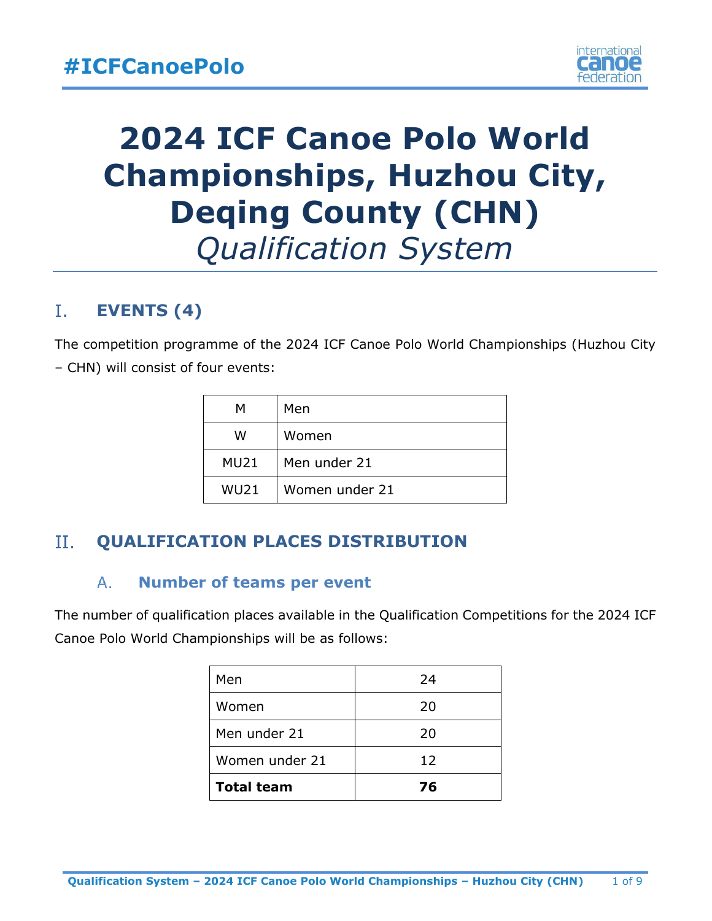#ICFCanoePolo

# 2024 ICF Canoe Polo World Championships, Huzhou City, Deqing County (CHN)

*Qualification System*

## I. EVENTS (4)

The competition programme of the 2024 ICF Canoe Polo World Championships (Huzhou City – CHN) will consist of four events:

| | |
|---|---|
| M | Men |
| W | Women |
| MU21 | Men under 21 |
| WU21 | Women under 21 |

## II. QUALIFICATION PLACES DISTRIBUTION

### A. Number of teams per event

The number of qualification places available in the Qualification Competitions for the 2024 ICF Canoe Polo World Championships will be as follows:

| | |
|---|---|
| Men | 24 |
| Women | 20 |
| Men under 21 | 20 |
| Women under 21 | 12 |
| **Total team** | **76** |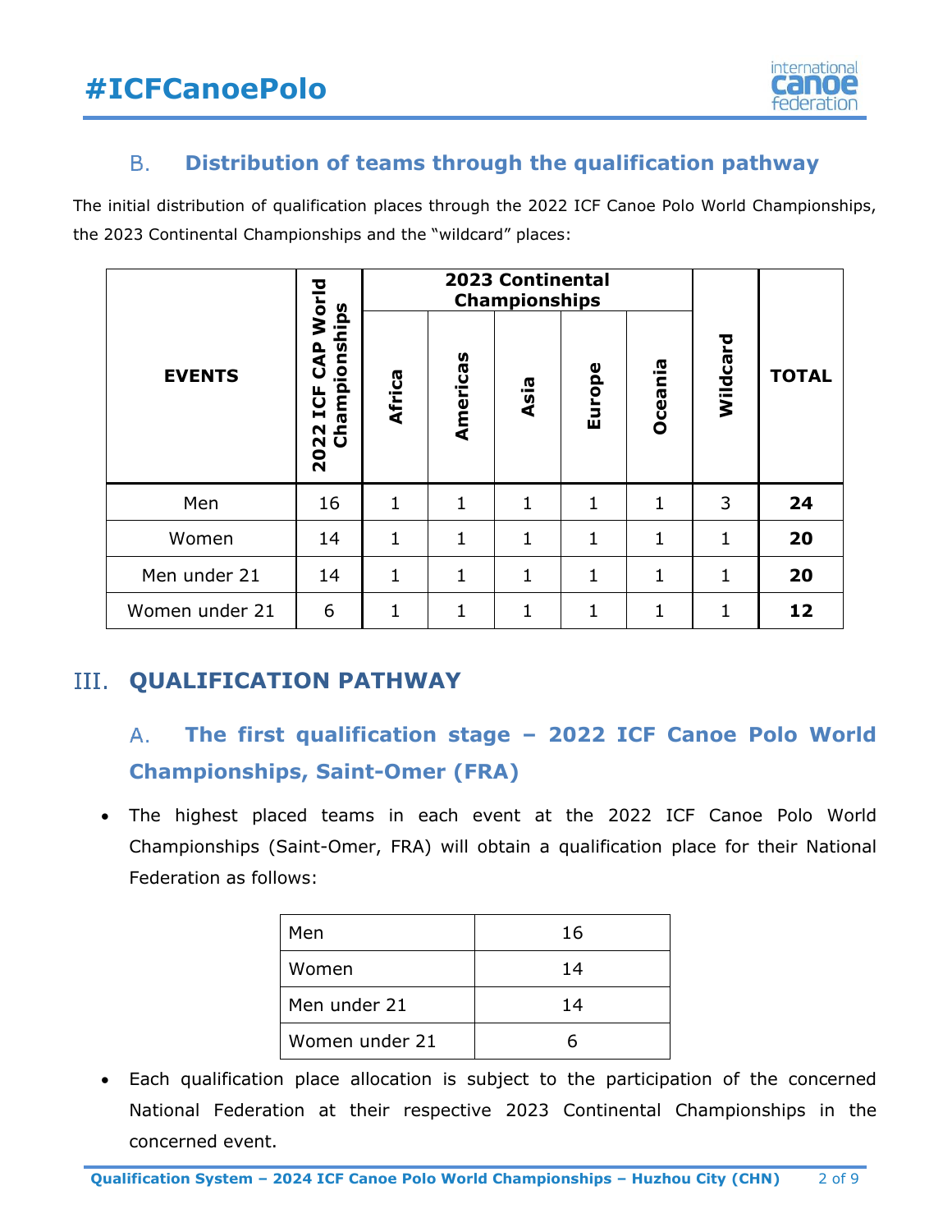## B. Distribution of teams through the qualification pathway

The initial distribution of qualification places through the 2022 ICF Canoe Polo World Championships, the 2023 Continental Championships and the "wildcard" places:

| EVENTS | 2022 ICF CAP World Championships | 2023 Continental Championships | | | | | Wildcard | TOTAL |
|---|---|---|---|---|---|---|---|---|
| | | Africa | Americas | Asia | Europe | Oceania | | |
| Men | 16 | 1 | 1 | 1 | 1 | 1 | 3 | **24** |
| Women | 14 | 1 | 1 | 1 | 1 | 1 | 1 | **20** |
| Men under 21 | 14 | 1 | 1 | 1 | 1 | 1 | 1 | **20** |
| Women under 21 | 6 | 1 | 1 | 1 | 1 | 1 | 1 | **12** |

# III. QUALIFICATION PATHWAY

## A. The first qualification stage – 2022 ICF Canoe Polo World Championships, Saint-Omer (FRA)

- The highest placed teams in each event at the 2022 ICF Canoe Polo World Championships (Saint-Omer, FRA) will obtain a qualification place for their National Federation as follows:

| | |
|---|---|
| Men | 16 |
| Women | 14 |
| Men under 21 | 14 |
| Women under 21 | 6 |

- Each qualification place allocation is subject to the participation of the concerned National Federation at their respective 2023 Continental Championships in the concerned event.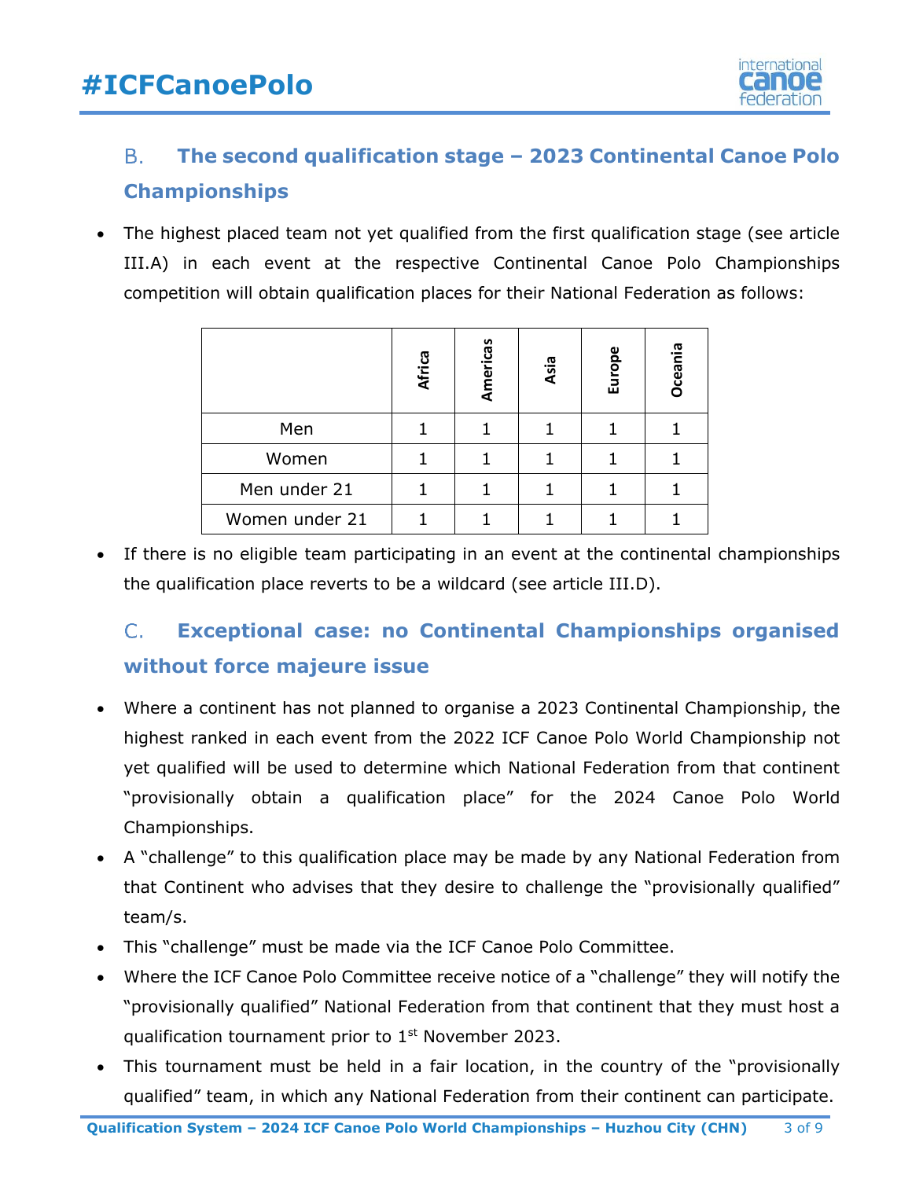## B. The second qualification stage – 2023 Continental Canoe Polo Championships

- The highest placed team not yet qualified from the first qualification stage (see article III.A) in each event at the respective Continental Canoe Polo Championships competition will obtain qualification places for their National Federation as follows:

| | Africa | Americas | Asia | Europe | Oceania |
|---|---|---|---|---|---|
| Men | 1 | 1 | 1 | 1 | 1 |
| Women | 1 | 1 | 1 | 1 | 1 |
| Men under 21 | 1 | 1 | 1 | 1 | 1 |
| Women under 21 | 1 | 1 | 1 | 1 | 1 |

- If there is no eligible team participating in an event at the continental championships the qualification place reverts to be a wildcard (see article III.D).

## C. Exceptional case: no Continental Championships organised without force majeure issue

- Where a continent has not planned to organise a 2023 Continental Championship, the highest ranked in each event from the 2022 ICF Canoe Polo World Championship not yet qualified will be used to determine which National Federation from that continent "provisionally obtain a qualification place" for the 2024 Canoe Polo World Championships.
- A "challenge" to this qualification place may be made by any National Federation from that Continent who advises that they desire to challenge the "provisionally qualified" team/s.
- This "challenge" must be made via the ICF Canoe Polo Committee.
- Where the ICF Canoe Polo Committee receive notice of a "challenge" they will notify the "provisionally qualified" National Federation from that continent that they must host a qualification tournament prior to 1st November 2023.
- This tournament must be held in a fair location, in the country of the "provisionally qualified" team, in which any National Federation from their continent can participate.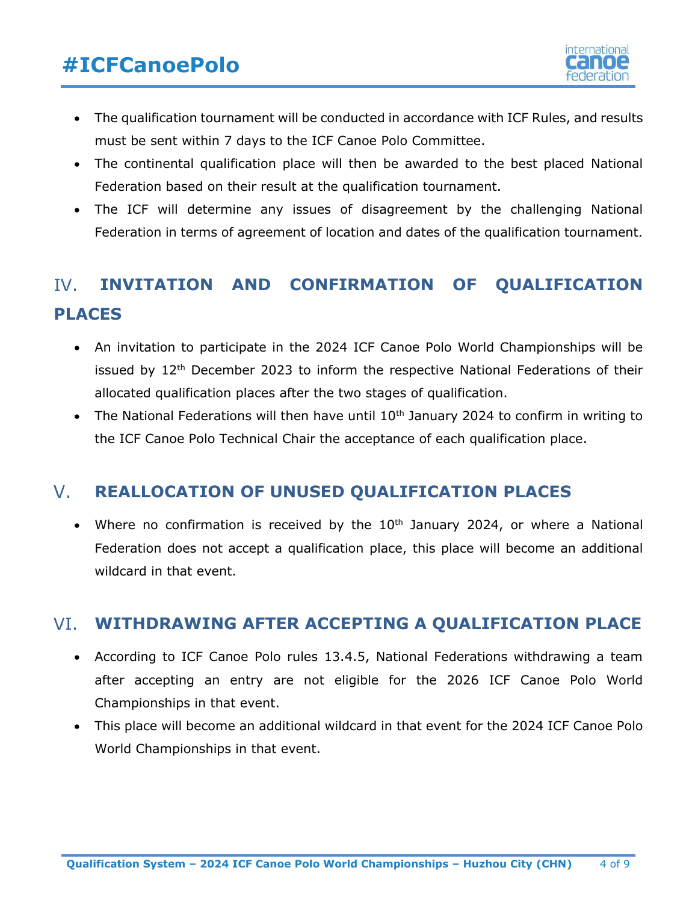- The qualification tournament will be conducted in accordance with ICF Rules, and results must be sent within 7 days to the ICF Canoe Polo Committee.
- The continental qualification place will then be awarded to the best placed National Federation based on their result at the qualification tournament.
- The ICF will determine any issues of disagreement by the challenging National Federation in terms of agreement of location and dates of the qualification tournament.

## IV. INVITATION AND CONFIRMATION OF QUALIFICATION PLACES

- An invitation to participate in the 2024 ICF Canoe Polo World Championships will be issued by 12th December 2023 to inform the respective National Federations of their allocated qualification places after the two stages of qualification.
- The National Federations will then have until 10th January 2024 to confirm in writing to the ICF Canoe Polo Technical Chair the acceptance of each qualification place.

## V. REALLOCATION OF UNUSED QUALIFICATION PLACES

- Where no confirmation is received by the 10th January 2024, or where a National Federation does not accept a qualification place, this place will become an additional wildcard in that event.

## VI. WITHDRAWING AFTER ACCEPTING A QUALIFICATION PLACE

- According to ICF Canoe Polo rules 13.4.5, National Federations withdrawing a team after accepting an entry are not eligible for the 2026 ICF Canoe Polo World Championships in that event.
- This place will become an additional wildcard in that event for the 2024 ICF Canoe Polo World Championships in that event.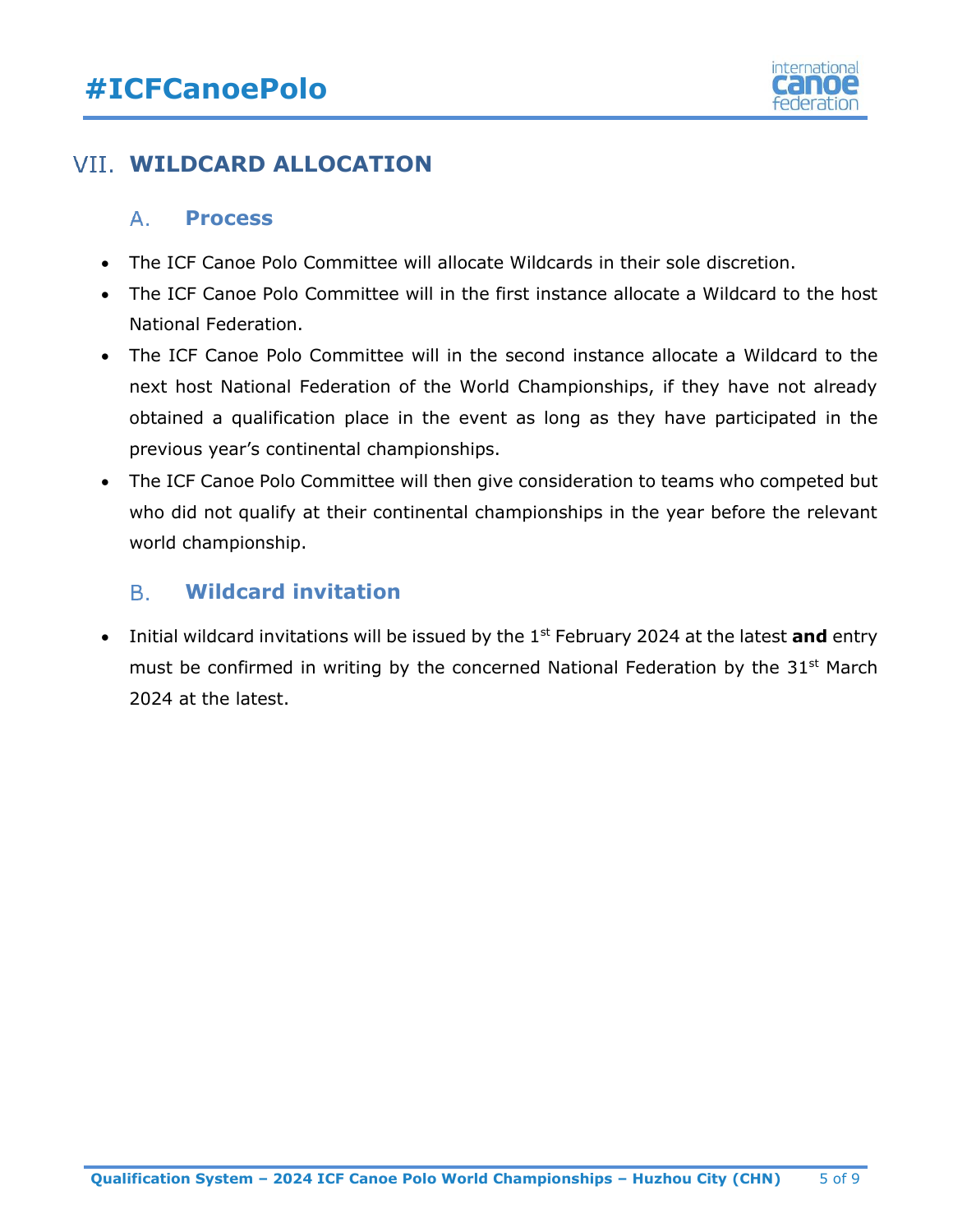## VII. WILDCARD ALLOCATION

### A. Process

- The ICF Canoe Polo Committee will allocate Wildcards in their sole discretion.
- The ICF Canoe Polo Committee will in the first instance allocate a Wildcard to the host National Federation.
- The ICF Canoe Polo Committee will in the second instance allocate a Wildcard to the next host National Federation of the World Championships, if they have not already obtained a qualification place in the event as long as they have participated in the previous year's continental championships.
- The ICF Canoe Polo Committee will then give consideration to teams who competed but who did not qualify at their continental championships in the year before the relevant world championship.

### B. Wildcard invitation

- Initial wildcard invitations will be issued by the 1st February 2024 at the latest **and** entry must be confirmed in writing by the concerned National Federation by the 31st March 2024 at the latest.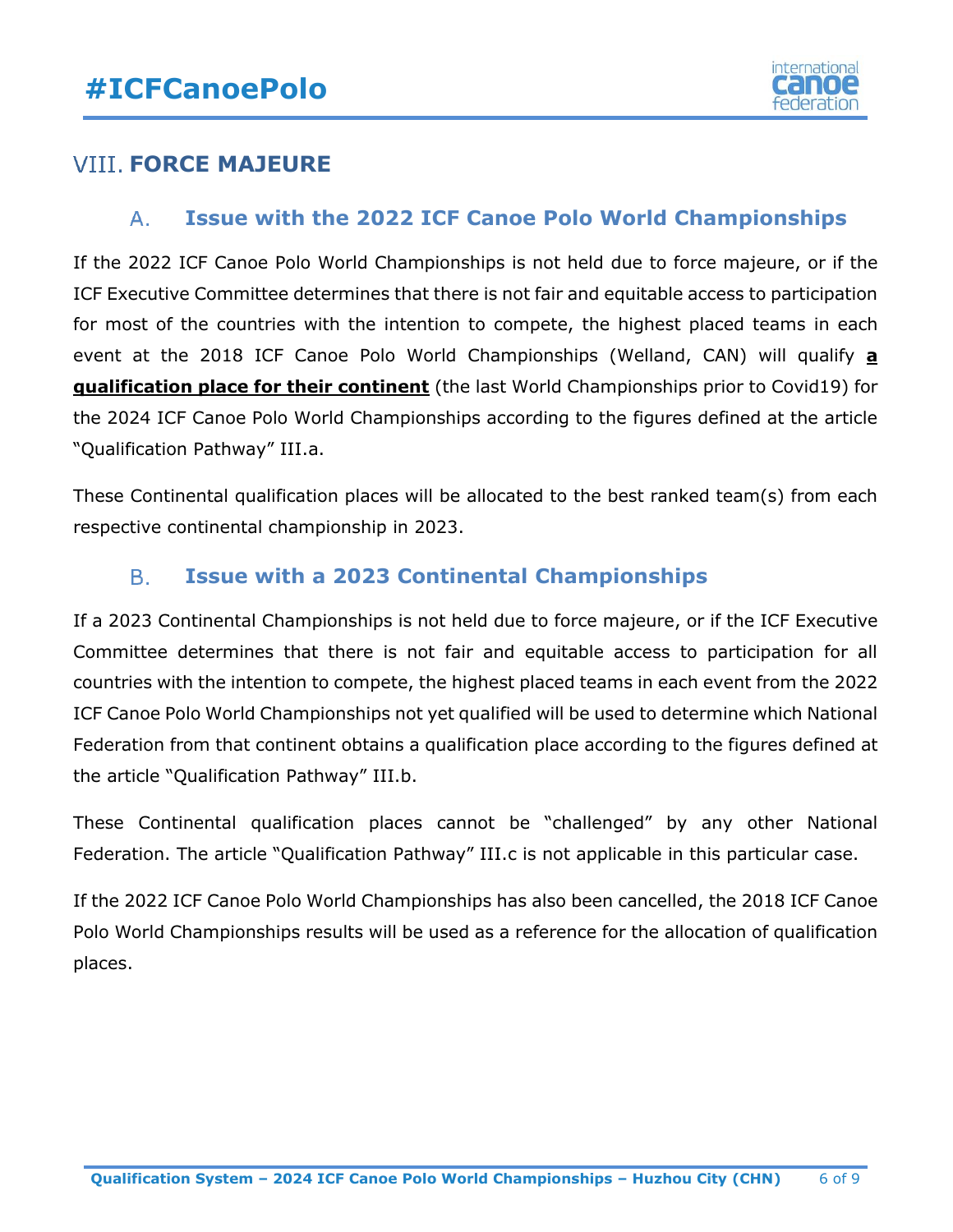## VIII. FORCE MAJEURE

### A. Issue with the 2022 ICF Canoe Polo World Championships

If the 2022 ICF Canoe Polo World Championships is not held due to force majeure, or if the ICF Executive Committee determines that there is not fair and equitable access to participation for most of the countries with the intention to compete, the highest placed teams in each event at the 2018 ICF Canoe Polo World Championships (Welland, CAN) will qualify **a qualification place for their continent** (the last World Championships prior to Covid19) for the 2024 ICF Canoe Polo World Championships according to the figures defined at the article "Qualification Pathway" III.a.

These Continental qualification places will be allocated to the best ranked team(s) from each respective continental championship in 2023.

### B. Issue with a 2023 Continental Championships

If a 2023 Continental Championships is not held due to force majeure, or if the ICF Executive Committee determines that there is not fair and equitable access to participation for all countries with the intention to compete, the highest placed teams in each event from the 2022 ICF Canoe Polo World Championships not yet qualified will be used to determine which National Federation from that continent obtains a qualification place according to the figures defined at the article "Qualification Pathway" III.b.

These Continental qualification places cannot be "challenged" by any other National Federation. The article "Qualification Pathway" III.c is not applicable in this particular case.

If the 2022 ICF Canoe Polo World Championships has also been cancelled, the 2018 ICF Canoe Polo World Championships results will be used as a reference for the allocation of qualification places.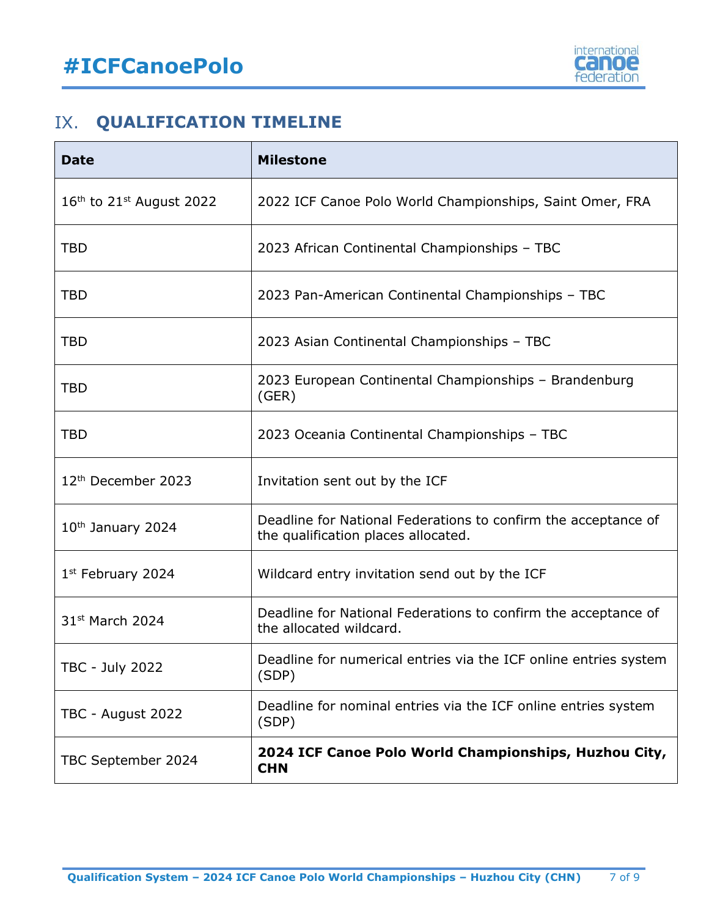## IX. QUALIFICATION TIMELINE

| Date | Milestone |
|---|---|
| 16th to 21st August 2022 | 2022 ICF Canoe Polo World Championships, Saint Omer, FRA |
| TBD | 2023 African Continental Championships – TBC |
| TBD | 2023 Pan-American Continental Championships – TBC |
| TBD | 2023 Asian Continental Championships – TBC |
| TBD | 2023 European Continental Championships – Brandenburg (GER) |
| TBD | 2023 Oceania Continental Championships – TBC |
| 12th December 2023 | Invitation sent out by the ICF |
| 10th January 2024 | Deadline for National Federations to confirm the acceptance of the qualification places allocated. |
| 1st February 2024 | Wildcard entry invitation send out by the ICF |
| 31st March 2024 | Deadline for National Federations to confirm the acceptance of the allocated wildcard. |
| TBC - July 2022 | Deadline for numerical entries via the ICF online entries system (SDP) |
| TBC - August 2022 | Deadline for nominal entries via the ICF online entries system (SDP) |
| TBC September 2024 | **2024 ICF Canoe Polo World Championships, Huzhou City, CHN** |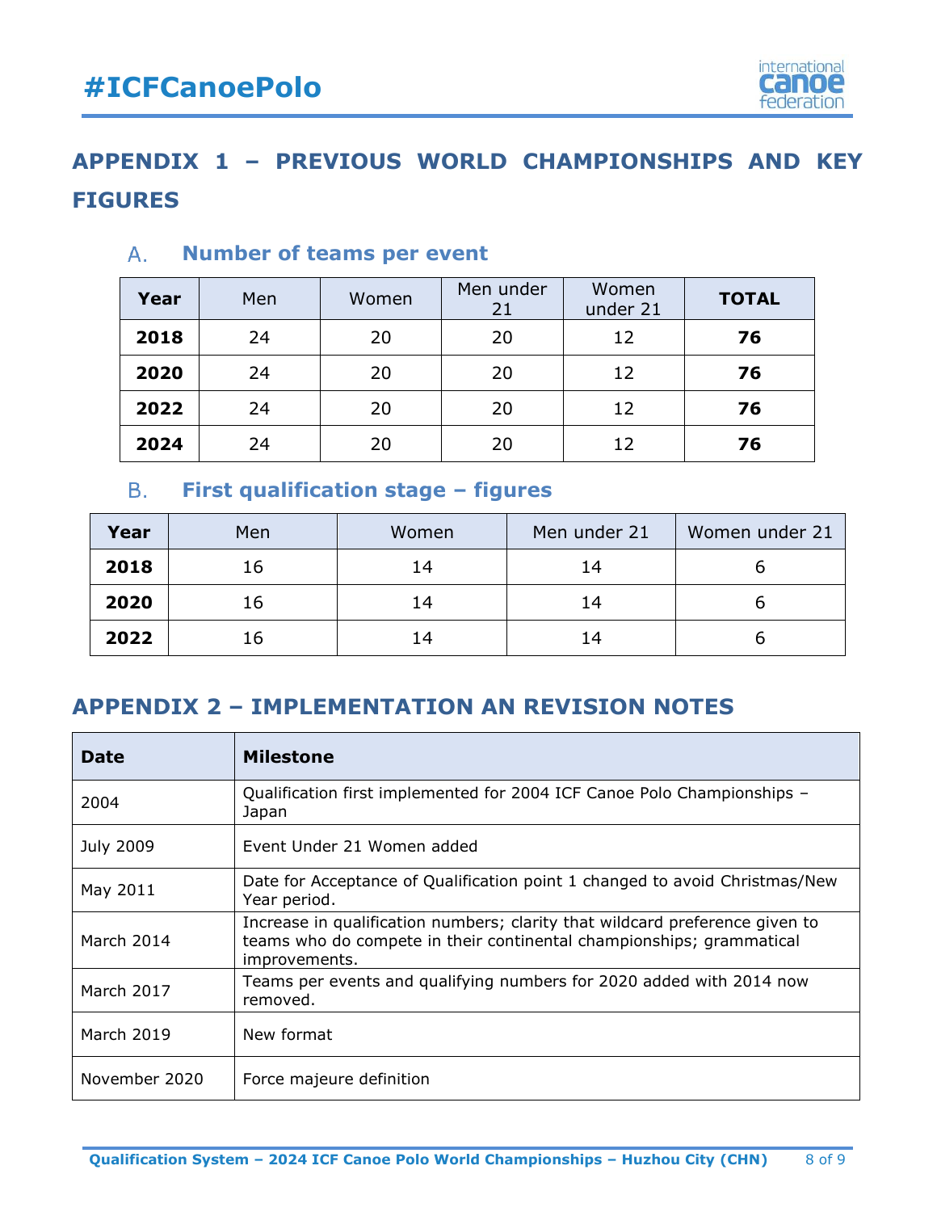# APPENDIX 1 – PREVIOUS WORLD CHAMPIONSHIPS AND KEY FIGURES

## A. Number of teams per event

| Year | Men | Women | Men under 21 | Women under 21 | TOTAL |
|---|---|---|---|---|---|
| **2018** | 24 | 20 | 20 | 12 | **76** |
| **2020** | 24 | 20 | 20 | 12 | **76** |
| **2022** | 24 | 20 | 20 | 12 | **76** |
| **2024** | 24 | 20 | 20 | 12 | **76** |

## B. First qualification stage – figures

| Year | Men | Women | Men under 21 | Women under 21 |
|---|---|---|---|---|
| **2018** | 16 | 14 | 14 | 6 |
| **2020** | 16 | 14 | 14 | 6 |
| **2022** | 16 | 14 | 14 | 6 |

# APPENDIX 2 – IMPLEMENTATION AN REVISION NOTES

| Date | Milestone |
|---|---|
| 2004 | Qualification first implemented for 2004 ICF Canoe Polo Championships – Japan |
| July 2009 | Event Under 21 Women added |
| May 2011 | Date for Acceptance of Qualification point 1 changed to avoid Christmas/New Year period. |
| March 2014 | Increase in qualification numbers; clarity that wildcard preference given to teams who do compete in their continental championships; grammatical improvements. |
| March 2017 | Teams per events and qualifying numbers for 2020 added with 2014 now removed. |
| March 2019 | New format |
| November 2020 | Force majeure definition |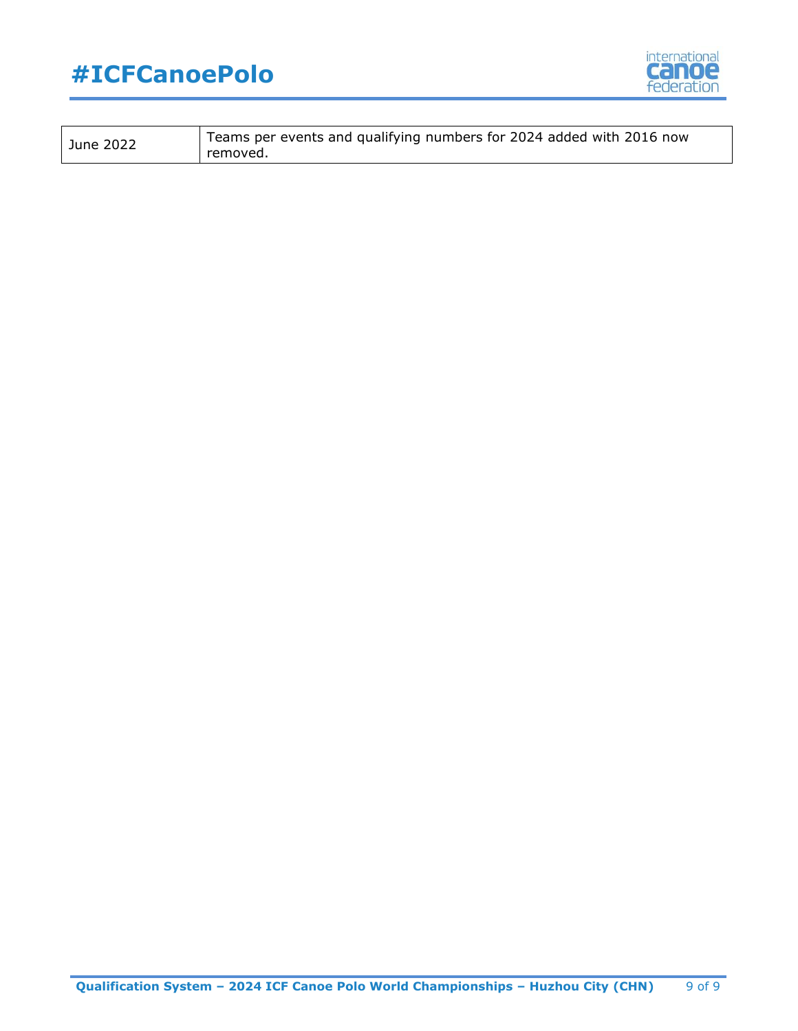| | |
|---|---|
| June 2022 | Teams per events and qualifying numbers for 2024 added with 2016 now removed. |